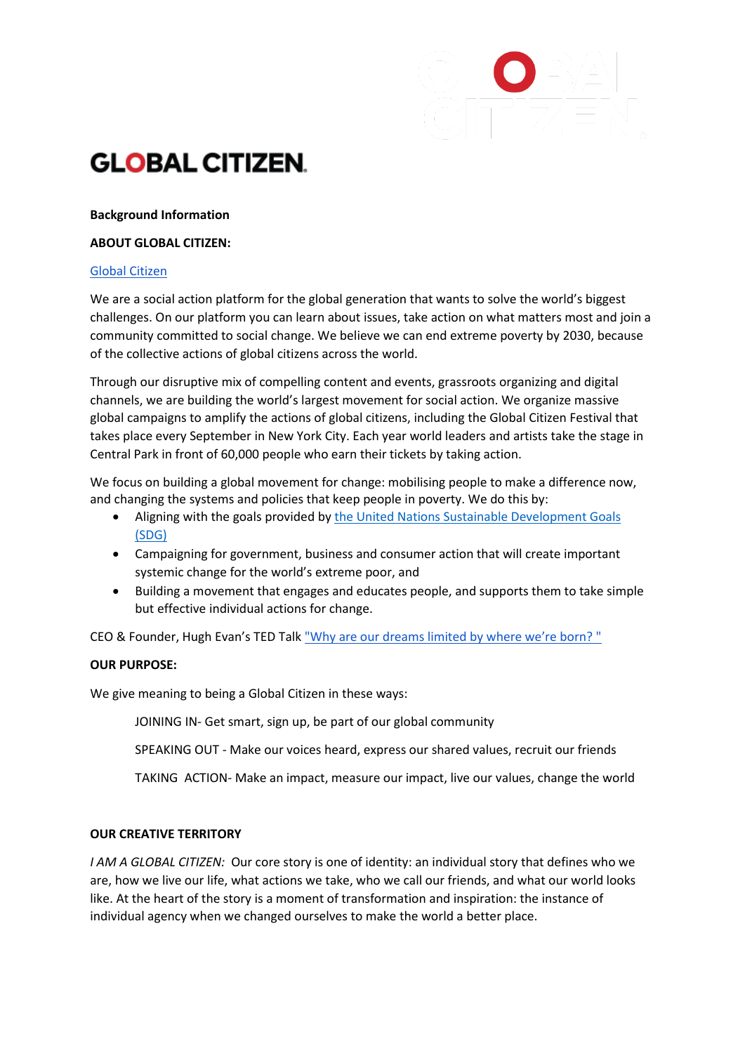# GLOBAL CITIZEN

**Background Information**

**ABOUT GLOBAL CITIZEN:**

Global Citizen

We are a social action platform for the global generation that wants to solve the world's biggest challenges. On our platform you can learn about issues, take action on what matters most and join a community committed to social change. We believe we can end extreme poverty by 2030, because of the collective actions of global citizens across the world.

Through our disruptive mix of compelling content and events, grassroots organizing and digital channels, we are building the world's largest movement for social action. We organize massive global campaigns to amplify the actions of global citizens, including the Global Citizen Festival that takes place every September in New York City. Each year world leaders and artists take the stage in Central Park in front of 60,000 people who earn their tickets by taking action.

We focus on building a global movement for change: mobilising people to make a difference now, and changing the systems and policies that keep people in poverty. We do this by:

- Aligning with the goals provided by the United Nations Sustainable Development Goals (SDG)
- Campaigning for government, business and consumer action that will create important systemic change for the world's extreme poor, and
- Building a movement that engages and educates people, and supports them to take simple but effective individual actions for change.

CEO & Founder, Hugh Evan's TED Talk "Why are our dreams limited by where we're born? "

**OUR PURPOSE:**

We give meaning to being a Global Citizen in these ways:

JOINING IN- Get smart, sign up, be part of our global community

SPEAKING OUT - Make our voices heard, express our shared values, recruit our friends

TAKING ACTION- Make an impact, measure our impact, live our values, change the world

**OUR CREATIVE TERRITORY**

*I AM A GLOBAL CITIZEN:* Our core story is one of identity: an individual story that defines who we are, how we live our life, what actions we take, who we call our friends, and what our world looks like. At the heart of the story is a moment of transformation and inspiration: the instance of individual agency when we changed ourselves to make the world a better place.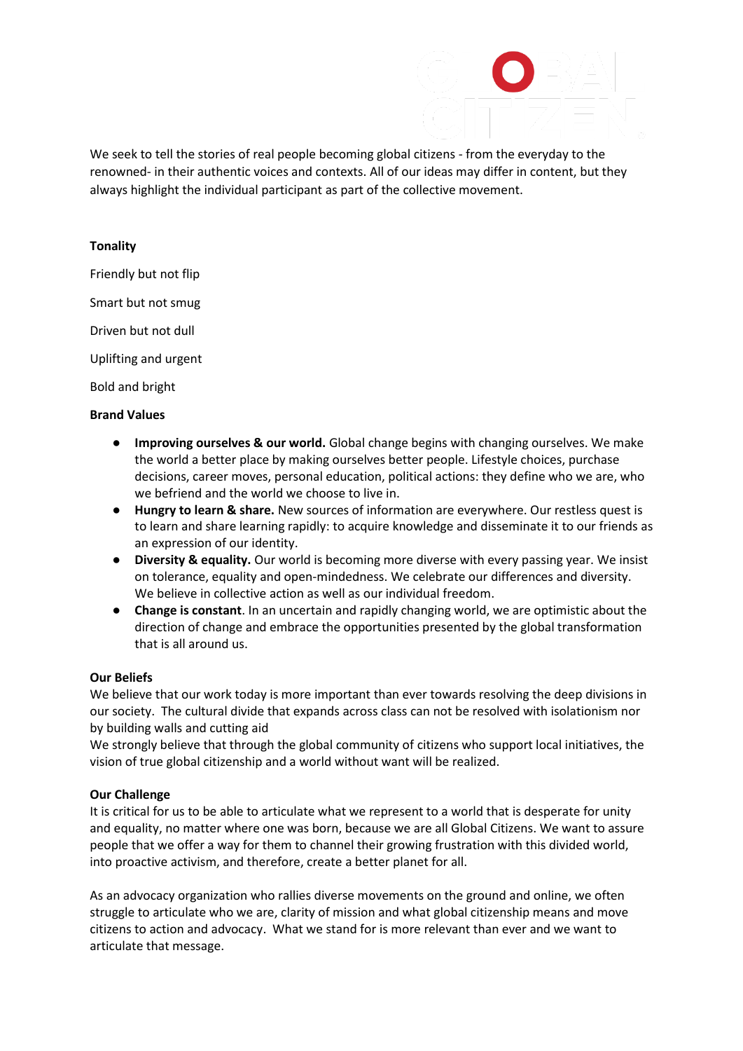We seek to tell the stories of real people becoming global citizens - from the everyday to the renowned- in their authentic voices and contexts. All of our ideas may differ in content, but they always highlight the individual participant as part of the collective movement.

**Tonality**

Friendly but not flip

Smart but not smug

Driven but not dull

Uplifting and urgent

Bold and bright

**Brand Values**

- **Improving ourselves & our world.** Global change begins with changing ourselves. We make the world a better place by making ourselves better people. Lifestyle choices, purchase decisions, career moves, personal education, political actions: they define who we are, who we befriend and the world we choose to live in.
- **Hungry to learn & share.** New sources of information are everywhere. Our restless quest is to learn and share learning rapidly: to acquire knowledge and disseminate it to our friends as an expression of our identity.
- **Diversity & equality.** Our world is becoming more diverse with every passing year. We insist on tolerance, equality and open-mindedness. We celebrate our differences and diversity. We believe in collective action as well as our individual freedom.
- **Change is constant**. In an uncertain and rapidly changing world, we are optimistic about the direction of change and embrace the opportunities presented by the global transformation that is all around us.

**Our Beliefs**

We believe that our work today is more important than ever towards resolving the deep divisions in our society. The cultural divide that expands across class can not be resolved with isolationism nor by building walls and cutting aid

We strongly believe that through the global community of citizens who support local initiatives, the vision of true global citizenship and a world without want will be realized.

**Our Challenge**

It is critical for us to be able to articulate what we represent to a world that is desperate for unity and equality, no matter where one was born, because we are all Global Citizens. We want to assure people that we offer a way for them to channel their growing frustration with this divided world, into proactive activism, and therefore, create a better planet for all.

As an advocacy organization who rallies diverse movements on the ground and online, we often struggle to articulate who we are, clarity of mission and what global citizenship means and move citizens to action and advocacy. What we stand for is more relevant than ever and we want to articulate that message.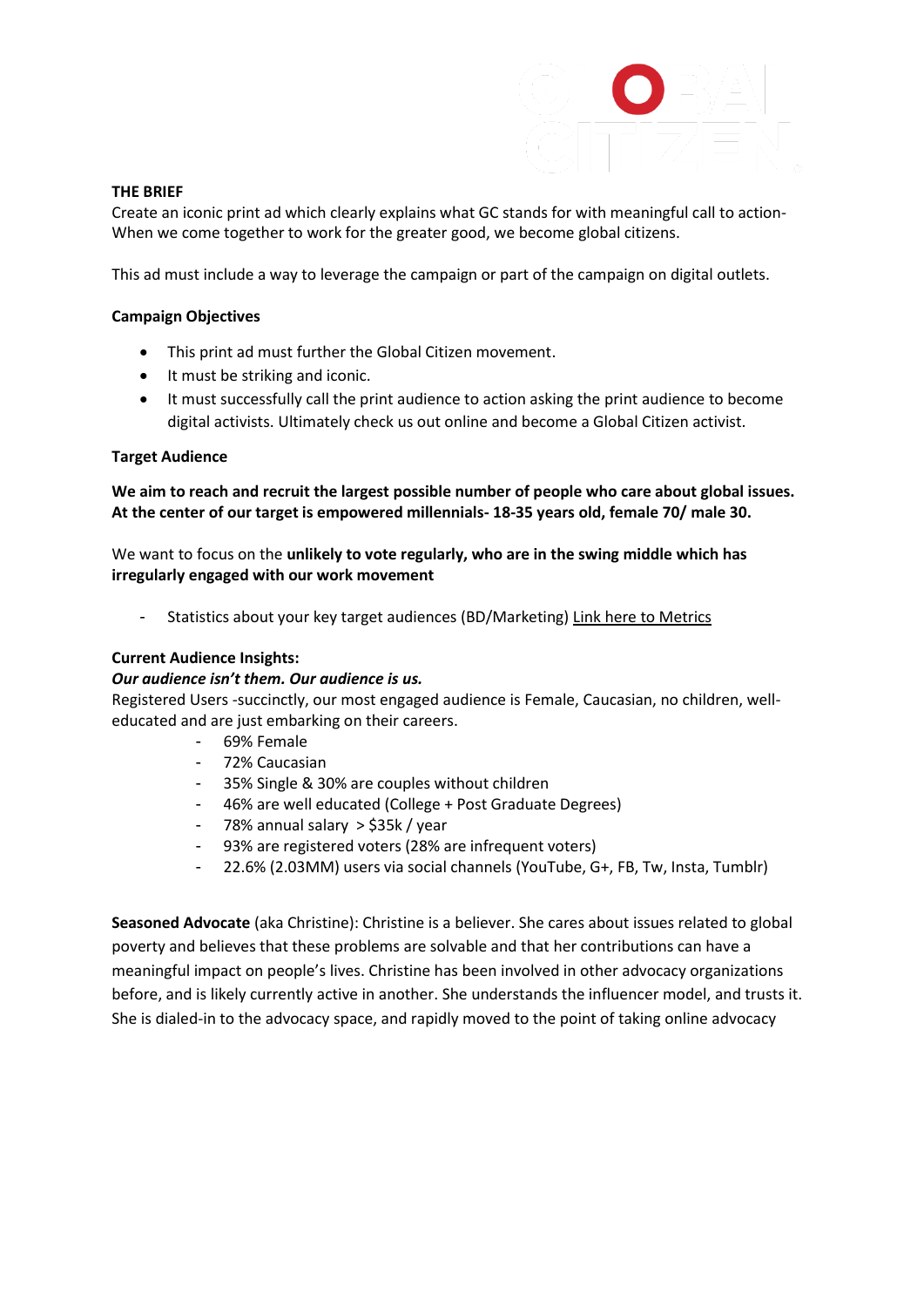**THE BRIEF**

Create an iconic print ad which clearly explains what GC stands for with meaningful call to action- When we come together to work for the greater good, we become global citizens.

This ad must include a way to leverage the campaign or part of the campaign on digital outlets.

**Campaign Objectives**

- This print ad must further the Global Citizen movement.
- It must be striking and iconic.
- It must successfully call the print audience to action asking the print audience to become digital activists. Ultimately check us out online and become a Global Citizen activist.

**Target Audience**

**We aim to reach and recruit the largest possible number of people who care about global issues. At the center of our target is empowered millennials- 18-35 years old, female 70/ male 30.**

We want to focus on the **unlikely to vote regularly, who are in the swing middle which has irregularly engaged with our work movement**

- Statistics about your key target audiences (BD/Marketing) Link here to Metrics

**Current Audience Insights:**

***Our audience isn't them. Our audience is us.***

Registered Users -succinctly, our most engaged audience is Female, Caucasian, no children, well-educated and are just embarking on their careers.

- 69% Female
- 72% Caucasian
- 35% Single & 30% are couples without children
- 46% are well educated (College + Post Graduate Degrees)
- 78% annual salary > $35k / year
- 93% are registered voters (28% are infrequent voters)
- 22.6% (2.03MM) users via social channels (YouTube, G+, FB, Tw, Insta, Tumblr)

**Seasoned Advocate** (aka Christine): Christine is a believer. She cares about issues related to global poverty and believes that these problems are solvable and that her contributions can have a meaningful impact on people's lives. Christine has been involved in other advocacy organizations before, and is likely currently active in another. She understands the influencer model, and trusts it. She is dialed-in to the advocacy space, and rapidly moved to the point of taking online advocacy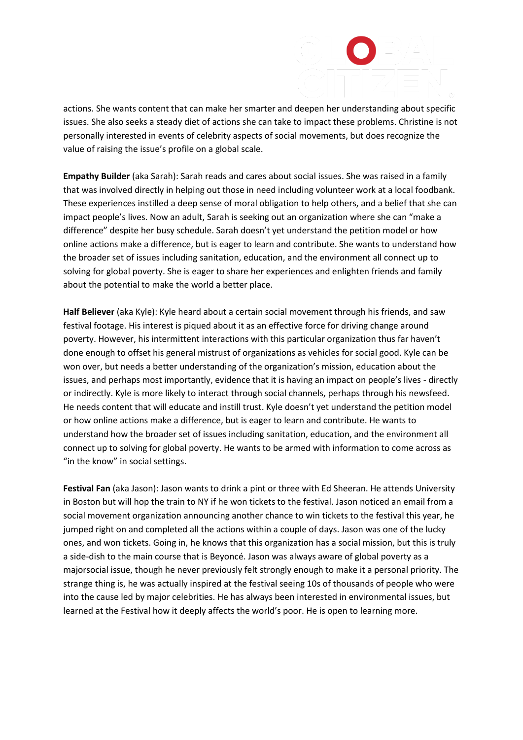actions. She wants content that can make her smarter and deepen her understanding about specific issues. She also seeks a steady diet of actions she can take to impact these problems. Christine is not personally interested in events of celebrity aspects of social movements, but does recognize the value of raising the issue's profile on a global scale.

**Empathy Builder** (aka Sarah): Sarah reads and cares about social issues. She was raised in a family that was involved directly in helping out those in need including volunteer work at a local foodbank. These experiences instilled a deep sense of moral obligation to help others, and a belief that she can impact people's lives. Now an adult, Sarah is seeking out an organization where she can "make a difference" despite her busy schedule. Sarah doesn't yet understand the petition model or how online actions make a difference, but is eager to learn and contribute. She wants to understand how the broader set of issues including sanitation, education, and the environment all connect up to solving for global poverty. She is eager to share her experiences and enlighten friends and family about the potential to make the world a better place.

**Half Believer** (aka Kyle): Kyle heard about a certain social movement through his friends, and saw festival footage. His interest is piqued about it as an effective force for driving change around poverty. However, his intermittent interactions with this particular organization thus far haven't done enough to offset his general mistrust of organizations as vehicles for social good. Kyle can be won over, but needs a better understanding of the organization's mission, education about the issues, and perhaps most importantly, evidence that it is having an impact on people's lives - directly or indirectly. Kyle is more likely to interact through social channels, perhaps through his newsfeed. He needs content that will educate and instill trust. Kyle doesn't yet understand the petition model or how online actions make a difference, but is eager to learn and contribute. He wants to understand how the broader set of issues including sanitation, education, and the environment all connect up to solving for global poverty. He wants to be armed with information to come across as "in the know" in social settings.

**Festival Fan** (aka Jason): Jason wants to drink a pint or three with Ed Sheeran. He attends University in Boston but will hop the train to NY if he won tickets to the festival. Jason noticed an email from a social movement organization announcing another chance to win tickets to the festival this year, he jumped right on and completed all the actions within a couple of days. Jason was one of the lucky ones, and won tickets. Going in, he knows that this organization has a social mission, but this is truly a side-dish to the main course that is Beyoncé. Jason was always aware of global poverty as a majorsocial issue, though he never previously felt strongly enough to make it a personal priority. The strange thing is, he was actually inspired at the festival seeing 10s of thousands of people who were into the cause led by major celebrities. He has always been interested in environmental issues, but learned at the Festival how it deeply affects the world's poor. He is open to learning more.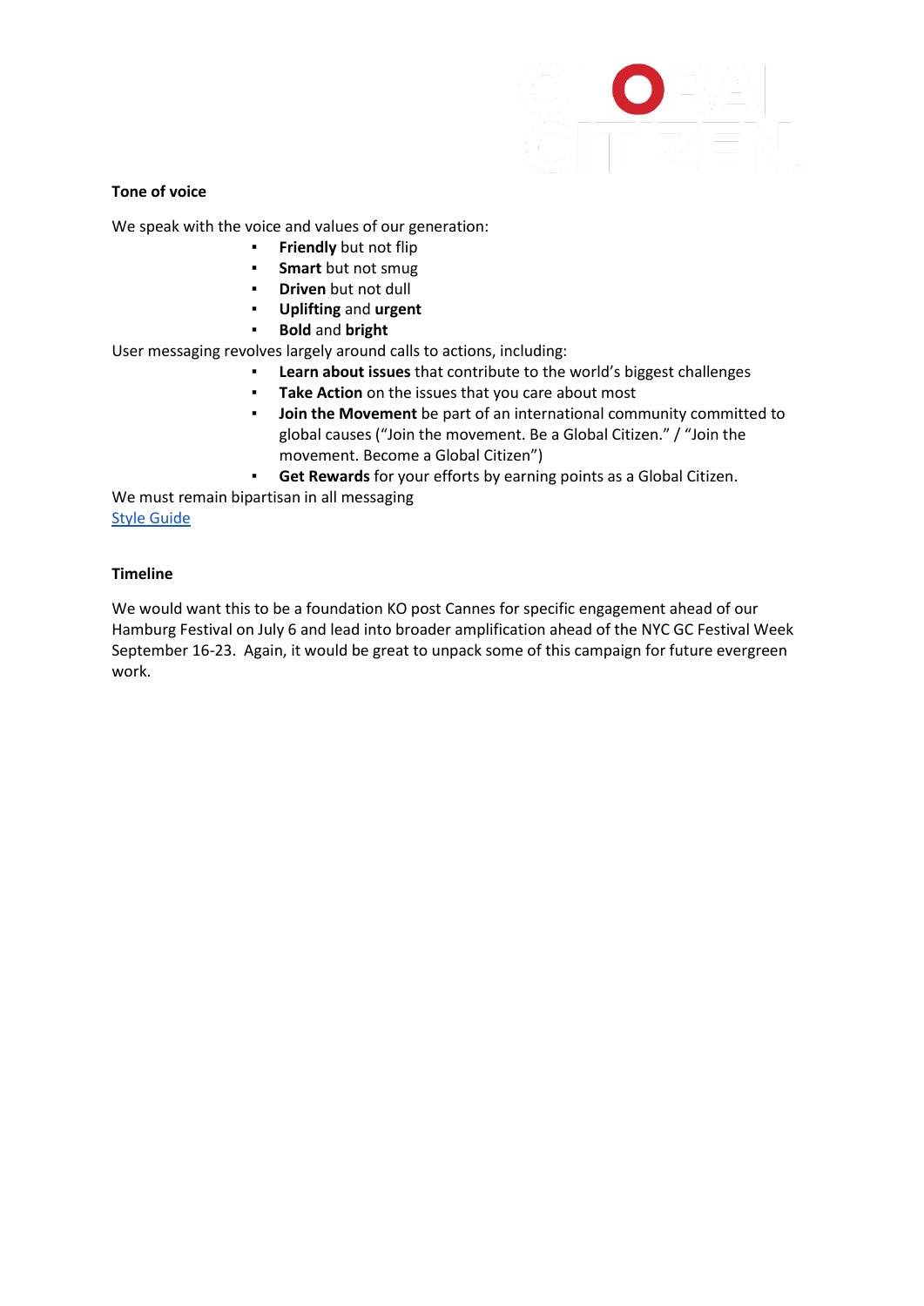**Tone of voice**

We speak with the voice and values of our generation:

- **Friendly** but not flip
- **Smart** but not smug
- **Driven** but not dull
- **Uplifting** and **urgent**
- **Bold** and **bright**

User messaging revolves largely around calls to actions, including:

- **Learn about issues** that contribute to the world's biggest challenges
- **Take Action** on the issues that you care about most
- **Join the Movement** be part of an international community committed to global causes ("Join the movement. Be a Global Citizen." / "Join the movement. Become a Global Citizen")
- **Get Rewards** for your efforts by earning points as a Global Citizen.

We must remain bipartisan in all messaging

Style Guide

**Timeline**

We would want this to be a foundation KO post Cannes for specific engagement ahead of our Hamburg Festival on July 6 and lead into broader amplification ahead of the NYC GC Festival Week September 16-23. Again, it would be great to unpack some of this campaign for future evergreen work.